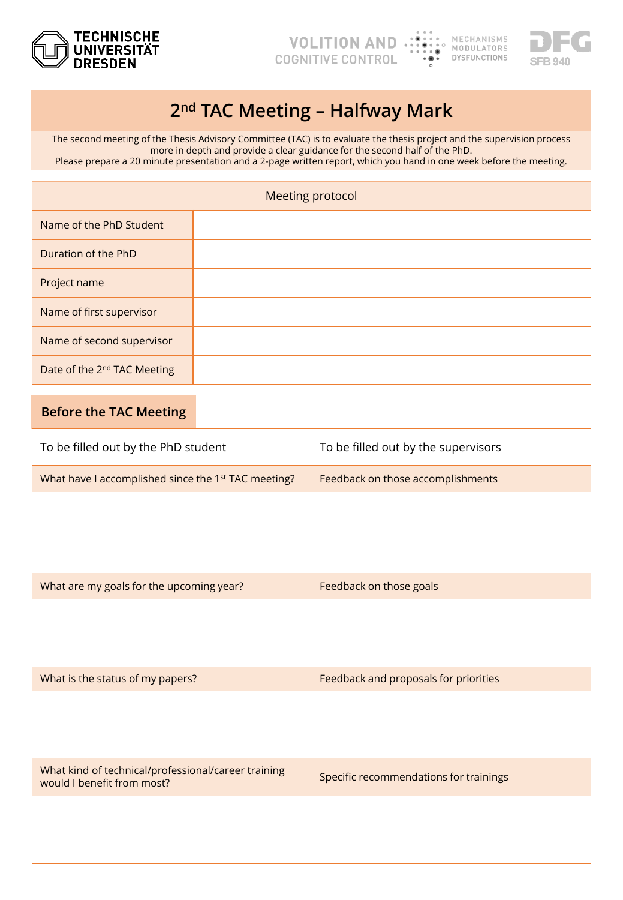# 2nd TAC Meeting – Halfway Mark

The second meeting of the Thesis Advisory Committee (TAC) is to evaluate the thesis project and the supervision process more in depth and provide a clear guidance for the second half of the PhD.
Please prepare a 20 minute presentation and a 2-page written report, which you hand in one week before the meeting.

| Meeting protocol | |
|---|---|
| Name of the PhD Student | |
| Duration of the PhD | |
| Project name | |
| Name of first supervisor | |
| Name of second supervisor | |
| Date of the 2nd TAC Meeting | |

## Before the TAC Meeting

| To be filled out by the PhD student | To be filled out by the supervisors |
|---|---|
| What have I accomplished since the 1st TAC meeting? | Feedback on those accomplishments |
| | |
| What are my goals for the upcoming year? | Feedback on those goals |
| | |
| What is the status of my papers? | Feedback and proposals for priorities |
| | |
| What kind of technical/professional/career training would I benefit from most? | Specific recommendations for trainings |
| | |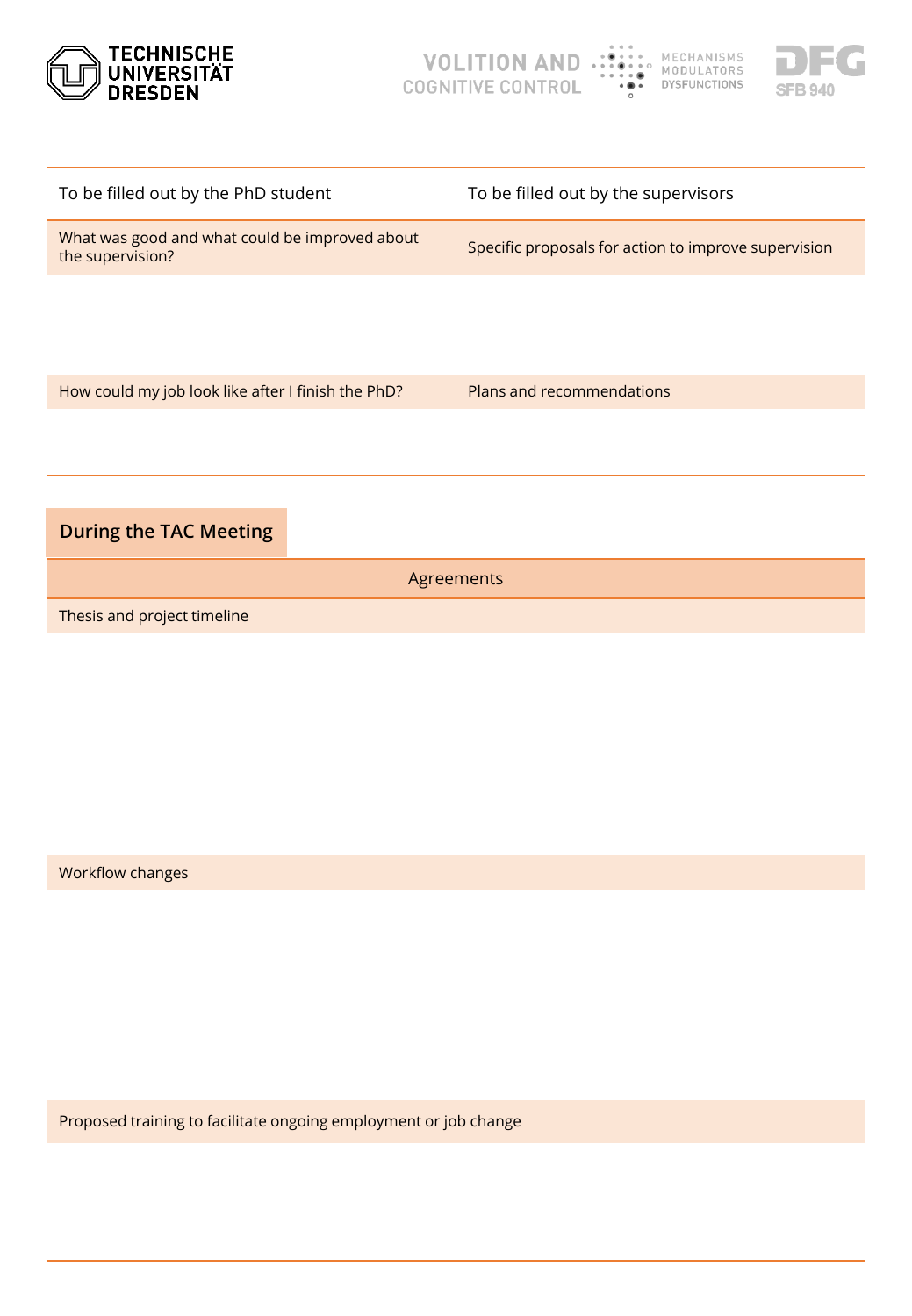| To be filled out by the PhD student | To be filled out by the supervisors |
| --- | --- |
| What was good and what could be improved about the supervision? | Specific proposals for action to improve supervision |
| | |
| How could my job look like after I finish the PhD? | Plans and recommendations |
| | |

## During the TAC Meeting

| Agreements |
| --- |
| Thesis and project timeline |
| |
| Workflow changes |
| |
| Proposed training to facilitate ongoing employment or job change |
| |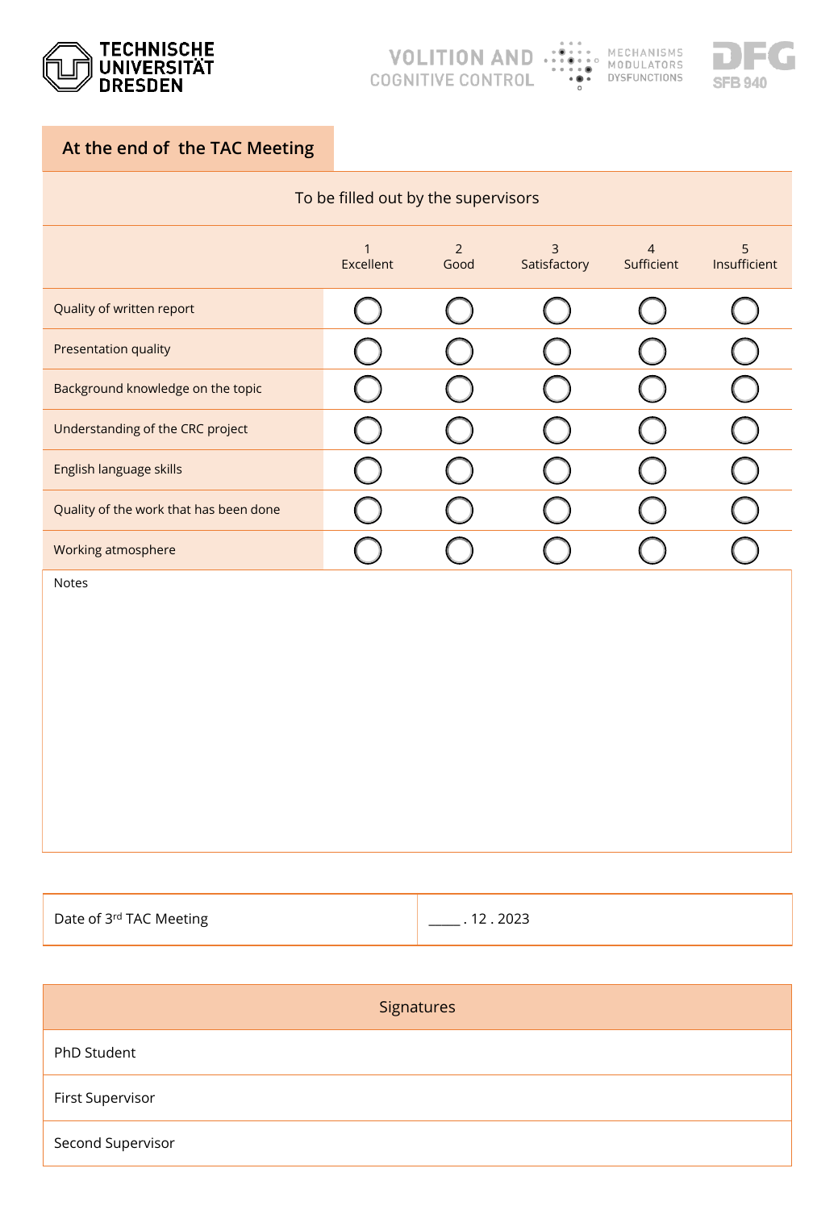TECHNISCHE UNIVERSITÄT DRESDEN

VOLITION AND COGNITIVE CONTROL

MECHANISMS MODULATORS DYSFUNCTIONS

DFG SFB 940

## At the end of the TAC Meeting

To be filled out by the supervisors

| | 1 Excellent | 2 Good | 3 Satisfactory | 4 Sufficient | 5 Insufficient |
|---|---|---|---|---|---|
| Quality of written report | ◯ | ◯ | ◯ | ◯ | ◯ |
| Presentation quality | ◯ | ◯ | ◯ | ◯ | ◯ |
| Background knowledge on the topic | ◯ | ◯ | ◯ | ◯ | ◯ |
| Understanding of the CRC project | ◯ | ◯ | ◯ | ◯ | ◯ |
| English language skills | ◯ | ◯ | ◯ | ◯ | ◯ |
| Quality of the work that has been done | ◯ | ◯ | ◯ | ◯ | ◯ |
| Working atmosphere | ◯ | ◯ | ◯ | ◯ | ◯ |

Notes

| | |
|---|---|
| Date of 3rd TAC Meeting | ____ . 12 . 2023 |

| Signatures |
|---|
| PhD Student |
| First Supervisor |
| Second Supervisor |